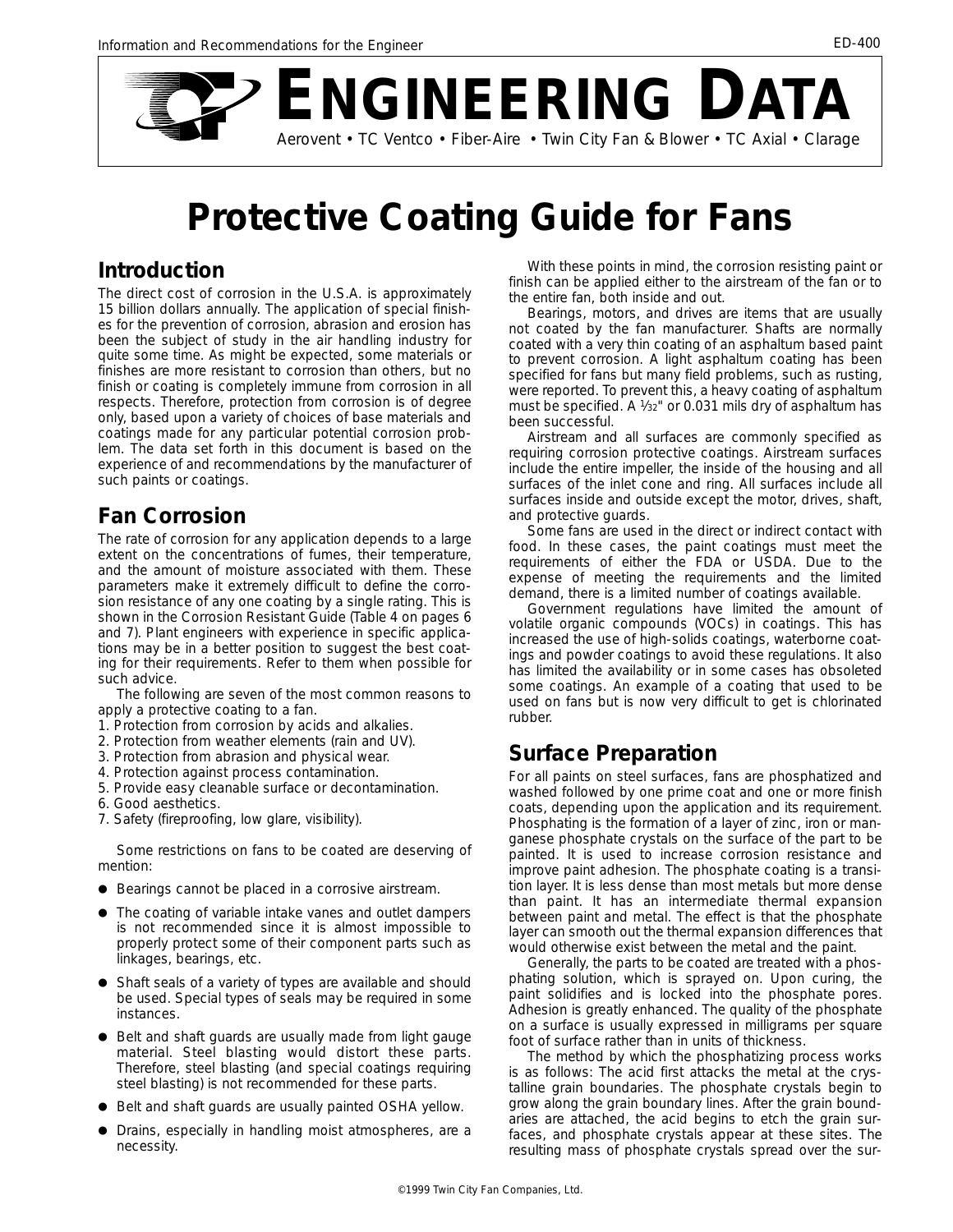# ENGINEERING DATA

Aerovent • TC Ventco • Fiber-Aire • Twin City Fan & Blower • TC Axial • Clarage

# Protective Coating Guide for Fans

## Introduction

The direct cost of corrosion in the U.S.A. is approximately 15 billion dollars annually. The application of special finishes for the prevention of corrosion, abrasion and erosion has been the subject of study in the air handling industry for quite some time. As might be expected, some materials or finishes are more resistant to corrosion than others, but no finish or coating is completely immune from corrosion in all respects. Therefore, protection from corrosion is of degree only, based upon a variety of choices of base materials and coatings made for any particular potential corrosion problem. The data set forth in this document is based on the experience of and recommendations by the manufacturer of such paints or coatings.

## Fan Corrosion

The rate of corrosion for any application depends to a large extent on the concentrations of fumes, their temperature, and the amount of moisture associated with them. These parameters make it extremely difficult to define the corrosion resistance of any one coating by a single rating. This is shown in the Corrosion Resistant Guide (Table 4 on pages 6 and 7). Plant engineers with experience in specific applications may be in a better position to suggest the best coating for their requirements. Refer to them when possible for such advice.

The following are seven of the most common reasons to apply a protective coating to a fan.

1. Protection from corrosion by acids and alkalies.
2. Protection from weather elements (rain and UV).
3. Protection from abrasion and physical wear.
4. Protection against process contamination.
5. Provide easy cleanable surface or decontamination.
6. Good aesthetics.
7. Safety (fireproofing, low glare, visibility).

Some restrictions on fans to be coated are deserving of mention:

- Bearings cannot be placed in a corrosive airstream.
- The coating of variable intake vanes and outlet dampers is not recommended since it is almost impossible to properly protect some of their component parts such as linkages, bearings, etc.
- Shaft seals of a variety of types are available and should be used. Special types of seals may be required in some instances.
- Belt and shaft guards are usually made from light gauge material. Steel blasting would distort these parts. Therefore, steel blasting (and special coatings requiring steel blasting) is not recommended for these parts.
- Belt and shaft guards are usually painted OSHA yellow.
- Drains, especially in handling moist atmospheres, are a necessity.

With these points in mind, the corrosion resisting paint or finish can be applied either to the airstream of the fan or to the entire fan, both inside and out.

Bearings, motors, and drives are items that are usually not coated by the fan manufacturer. Shafts are normally coated with a very thin coating of an asphaltum based paint to prevent corrosion. A light asphaltum coating has been specified for fans but many field problems, such as rusting, were reported. To prevent this, a heavy coating of asphaltum must be specified. A 1⁄32" or 0.031 mils dry of asphaltum has been successful.

Airstream and all surfaces are commonly specified as requiring corrosion protective coatings. Airstream surfaces include the entire impeller, the inside of the housing and all surfaces of the inlet cone and ring. All surfaces include all surfaces inside and outside except the motor, drives, shaft, and protective guards.

Some fans are used in the direct or indirect contact with food. In these cases, the paint coatings must meet the requirements of either the FDA or USDA. Due to the expense of meeting the requirements and the limited demand, there is a limited number of coatings available.

Government regulations have limited the amount of volatile organic compounds (VOCs) in coatings. This has increased the use of high-solids coatings, waterborne coatings and powder coatings to avoid these regulations. It also has limited the availability or in some cases has obsoleted some coatings. An example of a coating that used to be used on fans but is now very difficult to get is chlorinated rubber.

## Surface Preparation

For all paints on steel surfaces, fans are phosphatized and washed followed by one prime coat and one or more finish coats, depending upon the application and its requirement. Phosphating is the formation of a layer of zinc, iron or manganese phosphate crystals on the surface of the part to be painted. It is used to increase corrosion resistance and improve paint adhesion. The phosphate coating is a transition layer. It is less dense than most metals but more dense than paint. It has an intermediate thermal expansion between paint and metal. The effect is that the phosphate layer can smooth out the thermal expansion differences that would otherwise exist between the metal and the paint.

Generally, the parts to be coated are treated with a phosphating solution, which is sprayed on. Upon curing, the paint solidifies and is locked into the phosphate pores. Adhesion is greatly enhanced. The quality of the phosphate on a surface is usually expressed in milligrams per square foot of surface rather than in units of thickness.

The method by which the phosphatizing process works is as follows: The acid first attacks the metal at the crystalline grain boundaries. The phosphate crystals begin to grow along the grain boundary lines. After the grain boundaries are attached, the acid begins to etch the grain surfaces, and phosphate crystals appear at these sites. The resulting mass of phosphate crystals spread over the sur-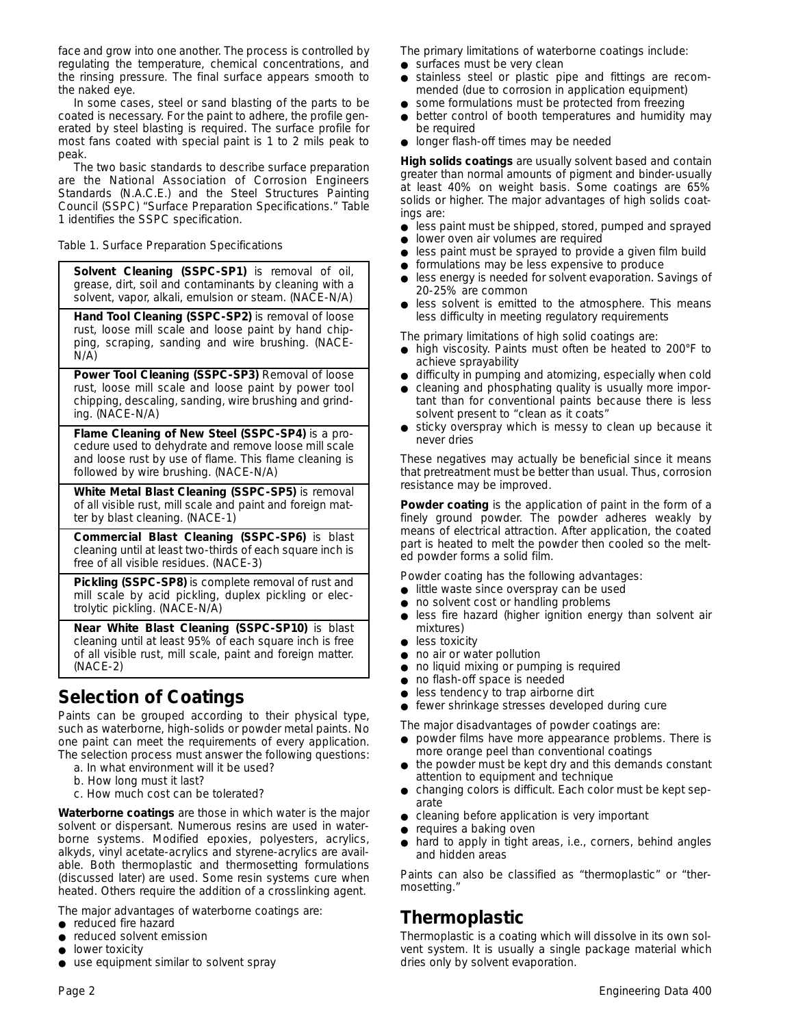face and grow into one another. The process is controlled by regulating the temperature, chemical concentrations, and the rinsing pressure. The final surface appears smooth to the naked eye.

In some cases, steel or sand blasting of the parts to be coated is necessary. For the paint to adhere, the profile generated by steel blasting is required. The surface profile for most fans coated with special paint is 1 to 2 mils peak to peak.

The two basic standards to describe surface preparation are the National Association of Corrosion Engineers Standards (N.A.C.E.) and the Steel Structures Painting Council (SSPC) "Surface Preparation Specifications." Table 1 identifies the SSPC specification.

Table 1. Surface Preparation Specifications

| |
|---|
| **Solvent Cleaning (SSPC-SP1)** is removal of oil, grease, dirt, soil and contaminants by cleaning with a solvent, vapor, alkali, emulsion or steam. (NACE-N/A) |
| **Hand Tool Cleaning (SSPC-SP2)** is removal of loose rust, loose mill scale and loose paint by hand chipping, scraping, sanding and wire brushing. (NACE-N/A) |
| **Power Tool Cleaning (SSPC-SP3)** Removal of loose rust, loose mill scale and loose paint by power tool chipping, descaling, sanding, wire brushing and grinding. (NACE-N/A) |
| **Flame Cleaning of New Steel (SSPC-SP4)** is a procedure used to dehydrate and remove loose mill scale and loose rust by use of flame. This flame cleaning is followed by wire brushing. (NACE-N/A) |
| **White Metal Blast Cleaning (SSPC-SP5)** is removal of all visible rust, mill scale and paint and foreign matter by blast cleaning. (NACE-1) |
| **Commercial Blast Cleaning (SSPC-SP6)** is blast cleaning until at least two-thirds of each square inch is free of all visible residues. (NACE-3) |
| **Pickling (SSPC-SP8)** is complete removal of rust and mill scale by acid pickling, duplex pickling or electrolytic pickling. (NACE-N/A) |
| **Near White Blast Cleaning (SSPC-SP10)** is blast cleaning until at least 95% of each square inch is free of all visible rust, mill scale, paint and foreign matter. (NACE-2) |

## Selection of Coatings

Paints can be grouped according to their physical type, such as waterborne, high-solids or powder metal paints. No one paint can meet the requirements of every application. The selection process must answer the following questions:

a. In what environment will it be used?
b. How long must it last?
c. How much cost can be tolerated?

**Waterborne coatings** are those in which water is the major solvent or dispersant. Numerous resins are used in waterborne systems. Modified epoxies, polyesters, acrylics, alkyds, vinyl acetate-acrylics and styrene-acrylics are available. Both thermoplastic and thermosetting formulations (discussed later) are used. Some resin systems cure when heated. Others require the addition of a crosslinking agent.

The major advantages of waterborne coatings are:

- reduced fire hazard
- reduced solvent emission
- lower toxicity
- use equipment similar to solvent spray

The primary limitations of waterborne coatings include:

- surfaces must be very clean
- stainless steel or plastic pipe and fittings are recommended (due to corrosion in application equipment)
- some formulations must be protected from freezing
- better control of booth temperatures and humidity may be required
- longer flash-off times may be needed

**High solids coatings** are usually solvent based and contain greater than normal amounts of pigment and binder-usually at least 40% on weight basis. Some coatings are 65% solids or higher. The major advantages of high solids coatings are:

- less paint must be shipped, stored, pumped and sprayed
- lower oven air volumes are required
- less paint must be sprayed to provide a given film build
- formulations may be less expensive to produce
- less energy is needed for solvent evaporation. Savings of 20-25% are common
- less solvent is emitted to the atmosphere. This means less difficulty in meeting regulatory requirements

The primary limitations of high solid coatings are:

- high viscosity. Paints must often be heated to 200°F to achieve sprayability
- difficulty in pumping and atomizing, especially when cold
- cleaning and phosphating quality is usually more important than for conventional paints because there is less solvent present to "clean as it coats"
- sticky overspray which is messy to clean up because it never dries

These negatives may actually be beneficial since it means that pretreatment must be better than usual. Thus, corrosion resistance may be improved.

**Powder coating** is the application of paint in the form of a finely ground powder. The powder adheres weakly by means of electrical attraction. After application, the coated part is heated to melt the powder then cooled so the melted powder forms a solid film.

Powder coating has the following advantages:

- little waste since overspray can be used
- no solvent cost or handling problems
- less fire hazard (higher ignition energy than solvent air mixtures)
- less toxicity
- no air or water pollution
- no liquid mixing or pumping is required
- no flash-off space is needed
- less tendency to trap airborne dirt
- fewer shrinkage stresses developed during cure

The major disadvantages of powder coatings are:

- powder films have more appearance problems. There is more orange peel than conventional coatings
- the powder must be kept dry and this demands constant attention to equipment and technique
- changing colors is difficult. Each color must be kept separate
- cleaning before application is very important
- requires a baking oven
- hard to apply in tight areas, i.e., corners, behind angles and hidden areas

Paints can also be classified as "thermoplastic" or "thermosetting."

## Thermoplastic

Thermoplastic is a coating which will dissolve in its own solvent system. It is usually a single package material which dries only by solvent evaporation.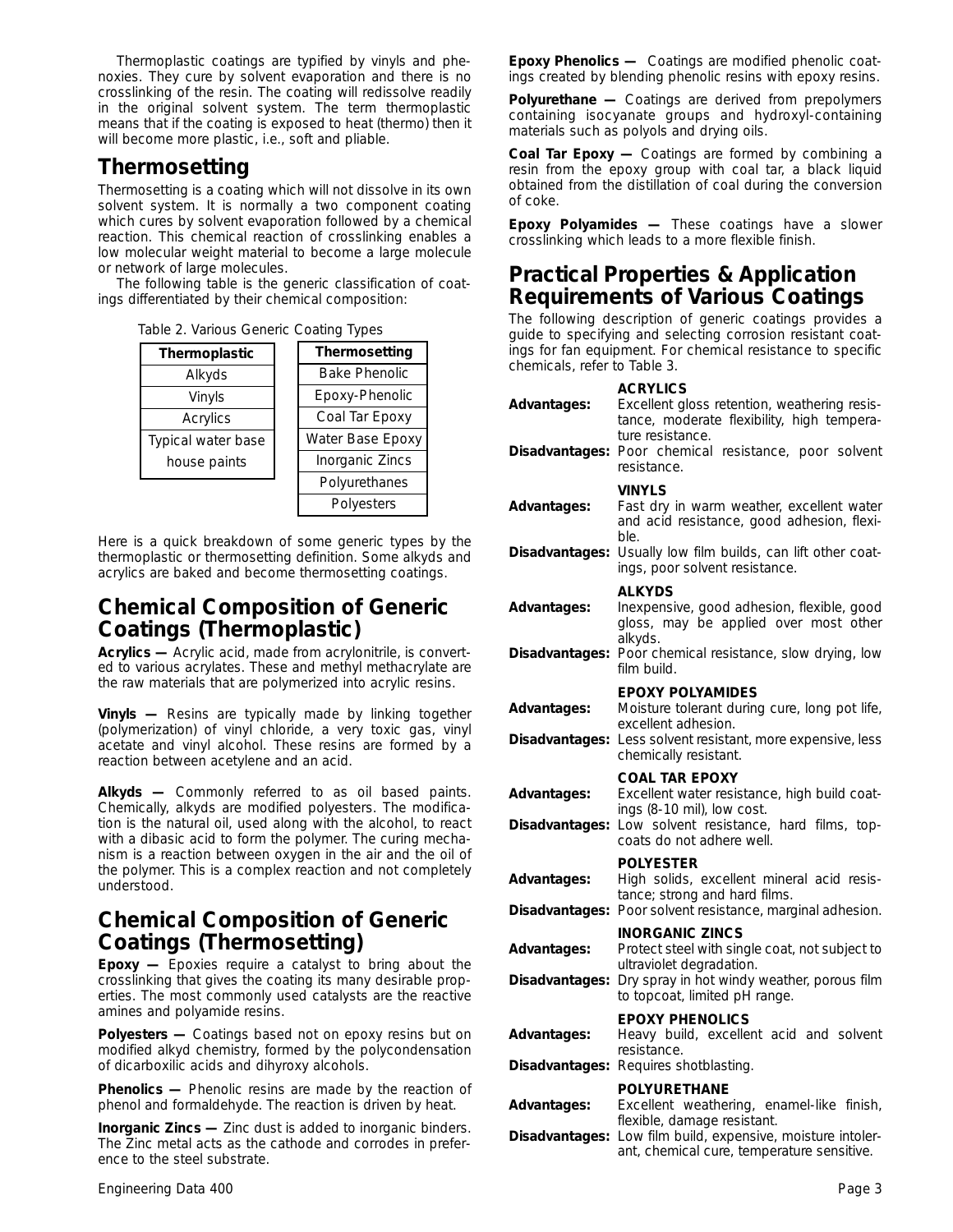Thermoplastic coatings are typified by vinyls and phenoxies. They cure by solvent evaporation and there is no crosslinking of the resin. The coating will redissolve readily in the original solvent system. The term thermoplastic means that if the coating is exposed to heat (thermo) then it will become more plastic, i.e., soft and pliable.

## Thermosetting

Thermosetting is a coating which will not dissolve in its own solvent system. It is normally a two component coating which cures by solvent evaporation followed by a chemical reaction. This chemical reaction of crosslinking enables a low molecular weight material to become a large molecule or network of large molecules.

The following table is the generic classification of coatings differentiated by their chemical composition:

Table 2. Various Generic Coating Types

| Thermoplastic | Thermosetting |
|---|---|
| Alkyds | Bake Phenolic |
| Vinyls | Epoxy-Phenolic |
| Acrylics | Coal Tar Epoxy |
| Typical water base house paints | Water Base Epoxy |
| | Inorganic Zincs |
| | Polyurethanes |
| | Polyesters |

Here is a quick breakdown of some generic types by the thermoplastic or thermosetting definition. Some alkyds and acrylics are baked and become thermosetting coatings.

## Chemical Composition of Generic Coatings (Thermoplastic)

**Acrylics —** Acrylic acid, made from acrylonitrile, is converted to various acrylates. These and methyl methacrylate are the raw materials that are polymerized into acrylic resins.

**Vinyls —** Resins are typically made by linking together (polymerization) of vinyl chloride, a very toxic gas, vinyl acetate and vinyl alcohol. These resins are formed by a reaction between acetylene and an acid.

**Alkyds —** Commonly referred to as oil based paints. Chemically, alkyds are modified polyesters. The modification is the natural oil, used along with the alcohol, to react with a dibasic acid to form the polymer. The curing mechanism is a reaction between oxygen in the air and the oil of the polymer. This is a complex reaction and not completely understood.

## Chemical Composition of Generic Coatings (Thermosetting)

**Epoxy —** Epoxies require a catalyst to bring about the crosslinking that gives the coating its many desirable properties. The most commonly used catalysts are the reactive amines and polyamide resins.

**Polyesters —** Coatings based not on epoxy resins but on modified alkyd chemistry, formed by the polycondensation of dicarboxilic acids and dihyroxy alcohols.

**Phenolics —** Phenolic resins are made by the reaction of phenol and formaldehyde. The reaction is driven by heat.

**Inorganic Zincs —** Zinc dust is added to inorganic binders. The Zinc metal acts as the cathode and corrodes in preference to the steel substrate.

**Epoxy Phenolics —** Coatings are modified phenolic coatings created by blending phenolic resins with epoxy resins.

**Polyurethane —** Coatings are derived from prepolymers containing isocyanate groups and hydroxyl-containing materials such as polyols and drying oils.

**Coal Tar Epoxy —** Coatings are formed by combining a resin from the epoxy group with coal tar, a black liquid obtained from the distillation of coal during the conversion of coke.

**Epoxy Polyamides —** These coatings have a slower crosslinking which leads to a more flexible finish.

## Practical Properties & Application Requirements of Various Coatings

The following description of generic coatings provides a guide to specifying and selecting corrosion resistant coatings for fan equipment. For chemical resistance to specific chemicals, refer to Table 3.

**ACRYLICS**

**Advantages:** Excellent gloss retention, weathering resistance, moderate flexibility, high temperature resistance.

**Disadvantages:** Poor chemical resistance, poor solvent resistance.

**VINYLS**

**Advantages:** Fast dry in warm weather, excellent water and acid resistance, good adhesion, flexible.

**Disadvantages:** Usually low film builds, can lift other coatings, poor solvent resistance.

**ALKYDS**

**Advantages:** Inexpensive, good adhesion, flexible, good gloss, may be applied over most other alkyds.

**Disadvantages:** Poor chemical resistance, slow drying, low film build.

**EPOXY POLYAMIDES**

**Advantages:** Moisture tolerant during cure, long pot life, excellent adhesion.

**Disadvantages:** Less solvent resistant, more expensive, less chemically resistant.

**COAL TAR EPOXY**

**Advantages:** Excellent water resistance, high build coatings (8-10 mil), low cost.

**Disadvantages:** Low solvent resistance, hard films, topcoats do not adhere well.

**POLYESTER**

**Advantages:** High solids, excellent mineral acid resistance; strong and hard films.

**Disadvantages:** Poor solvent resistance, marginal adhesion.

**INORGANIC ZINCS**

**Advantages:** Protect steel with single coat, not subject to ultraviolet degradation.

**Disadvantages:** Dry spray in hot windy weather, porous film to topcoat, limited pH range.

**EPOXY PHENOLICS**

**Advantages:** Heavy build, excellent acid and solvent resistance.

**Disadvantages:** Requires shotblasting.

**POLYURETHANE**

**Advantages:** Excellent weathering, enamel-like finish, flexible, damage resistant.

**Disadvantages:** Low film build, expensive, moisture intolerant, chemical cure, temperature sensitive.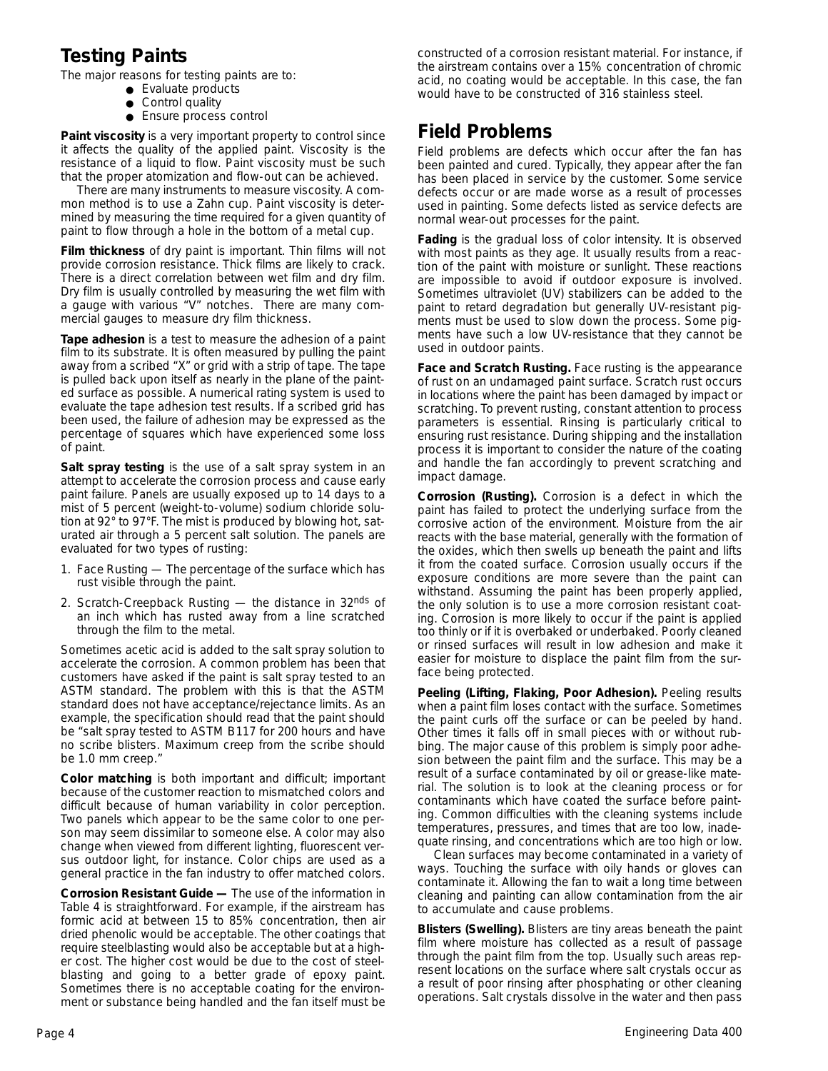## Testing Paints

The major reasons for testing paints are to:

- Evaluate products
- Control quality
- Ensure process control

**Paint viscosity** is a very important property to control since it affects the quality of the applied paint. Viscosity is the resistance of a liquid to flow. Paint viscosity must be such that the proper atomization and flow-out can be achieved.

There are many instruments to measure viscosity. A common method is to use a Zahn cup. Paint viscosity is determined by measuring the time required for a given quantity of paint to flow through a hole in the bottom of a metal cup.

**Film thickness** of dry paint is important. Thin films will not provide corrosion resistance. Thick films are likely to crack. There is a direct correlation between wet film and dry film. Dry film is usually controlled by measuring the wet film with a gauge with various "V" notches. There are many commercial gauges to measure dry film thickness.

**Tape adhesion** is a test to measure the adhesion of a paint film to its substrate. It is often measured by pulling the paint away from a scribed "X" or grid with a strip of tape. The tape is pulled back upon itself as nearly in the plane of the painted surface as possible. A numerical rating system is used to evaluate the tape adhesion test results. If a scribed grid has been used, the failure of adhesion may be expressed as the percentage of squares which have experienced some loss of paint.

**Salt spray testing** is the use of a salt spray system in an attempt to accelerate the corrosion process and cause early paint failure. Panels are usually exposed up to 14 days to a mist of 5 percent (weight-to-volume) sodium chloride solution at 92° to 97°F. The mist is produced by blowing hot, saturated air through a 5 percent salt solution. The panels are evaluated for two types of rusting:

1. Face Rusting — The percentage of the surface which has rust visible through the paint.
2. Scratch-Creepback Rusting — the distance in 32nds of an inch which has rusted away from a line scratched through the film to the metal.

Sometimes acetic acid is added to the salt spray solution to accelerate the corrosion. A common problem has been that customers have asked if the paint is salt spray tested to an ASTM standard. The problem with this is that the ASTM standard does not have acceptance/rejectance limits. As an example, the specification should read that the paint should be "salt spray tested to ASTM B117 for 200 hours and have no scribe blisters. Maximum creep from the scribe should be 1.0 mm creep."

**Color matching** is both important and difficult; important because of the customer reaction to mismatched colors and difficult because of human variability in color perception. Two panels which appear to be the same color to one person may seem dissimilar to someone else. A color may also change when viewed from different lighting, fluorescent versus outdoor light, for instance. Color chips are used as a general practice in the fan industry to offer matched colors.

**Corrosion Resistant Guide —** The use of the information in Table 4 is straightforward. For example, if the airstream has formic acid at between 15 to 85% concentration, then air dried phenolic would be acceptable. The other coatings that require steelblasting would also be acceptable but at a higher cost. The higher cost would be due to the cost of steelblasting and going to a better grade of epoxy paint. Sometimes there is no acceptable coating for the environment or substance being handled and the fan itself must be constructed of a corrosion resistant material. For instance, if the airstream contains over a 15% concentration of chromic acid, no coating would be acceptable. In this case, the fan would have to be constructed of 316 stainless steel.

## Field Problems

Field problems are defects which occur after the fan has been painted and cured. Typically, they appear after the fan has been placed in service by the customer. Some service defects occur or are made worse as a result of processes used in painting. Some defects listed as service defects are normal wear-out processes for the paint.

**Fading** is the gradual loss of color intensity. It is observed with most paints as they age. It usually results from a reaction of the paint with moisture or sunlight. These reactions are impossible to avoid if outdoor exposure is involved. Sometimes ultraviolet (UV) stabilizers can be added to the paint to retard degradation but generally UV-resistant pigments must be used to slow down the process. Some pigments have such a low UV-resistance that they cannot be used in outdoor paints.

**Face and Scratch Rusting.** Face rusting is the appearance of rust on an undamaged paint surface. Scratch rust occurs in locations where the paint has been damaged by impact or scratching. To prevent rusting, constant attention to process parameters is essential. Rinsing is particularly critical to ensuring rust resistance. During shipping and the installation process it is important to consider the nature of the coating and handle the fan accordingly to prevent scratching and impact damage.

**Corrosion (Rusting).** Corrosion is a defect in which the paint has failed to protect the underlying surface from the corrosive action of the environment. Moisture from the air reacts with the base material, generally with the formation of the oxides, which then swells up beneath the paint and lifts it from the coated surface. Corrosion usually occurs if the exposure conditions are more severe than the paint can withstand. Assuming the paint has been properly applied, the only solution is to use a more corrosion resistant coating. Corrosion is more likely to occur if the paint is applied too thinly or if it is overbaked or underbaked. Poorly cleaned or rinsed surfaces will result in low adhesion and make it easier for moisture to displace the paint film from the surface being protected.

**Peeling (Lifting, Flaking, Poor Adhesion).** Peeling results when a paint film loses contact with the surface. Sometimes the paint curls off the surface or can be peeled by hand. Other times it falls off in small pieces with or without rubbing. The major cause of this problem is simply poor adhesion between the paint film and the surface. This may be a result of a surface contaminated by oil or grease-like material. The solution is to look at the cleaning process or for contaminants which have coated the surface before painting. Common difficulties with the cleaning systems include temperatures, pressures, and times that are too low, inadequate rinsing, and concentrations which are too high or low.

Clean surfaces may become contaminated in a variety of ways. Touching the surface with oily hands or gloves can contaminate it. Allowing the fan to wait a long time between cleaning and painting can allow contamination from the air to accumulate and cause problems.

**Blisters (Swelling).** Blisters are tiny areas beneath the paint film where moisture has collected as a result of passage through the paint film from the top. Usually such areas represent locations on the surface where salt crystals occur as a result of poor rinsing after phosphating or other cleaning operations. Salt crystals dissolve in the water and then pass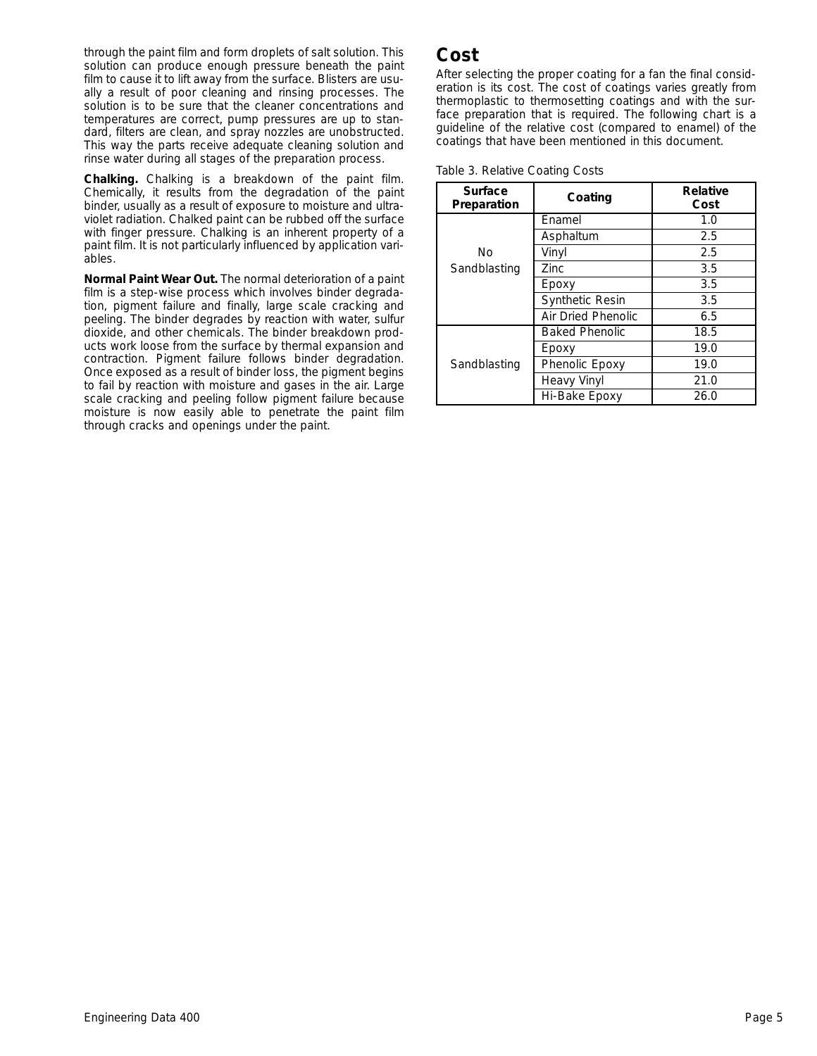through the paint film and form droplets of salt solution. This solution can produce enough pressure beneath the paint film to cause it to lift away from the surface. Blisters are usually a result of poor cleaning and rinsing processes. The solution is to be sure that the cleaner concentrations and temperatures are correct, pump pressures are up to standard, filters are clean, and spray nozzles are unobstructed. This way the parts receive adequate cleaning solution and rinse water during all stages of the preparation process.

**Chalking.** Chalking is a breakdown of the paint film. Chemically, it results from the degradation of the paint binder, usually as a result of exposure to moisture and ultraviolet radiation. Chalked paint can be rubbed off the surface with finger pressure. Chalking is an inherent property of a paint film. It is not particularly influenced by application variables.

**Normal Paint Wear Out.** The normal deterioration of a paint film is a step-wise process which involves binder degradation, pigment failure and finally, large scale cracking and peeling. The binder degrades by reaction with water, sulfur dioxide, and other chemicals. The binder breakdown products work loose from the surface by thermal expansion and contraction. Pigment failure follows binder degradation. Once exposed as a result of binder loss, the pigment begins to fail by reaction with moisture and gases in the air. Large scale cracking and peeling follow pigment failure because moisture is now easily able to penetrate the paint film through cracks and openings under the paint.

# Cost

After selecting the proper coating for a fan the final consideration is its cost. The cost of coatings varies greatly from thermoplastic to thermosetting coatings and with the surface preparation that is required. The following chart is a guideline of the relative cost (compared to enamel) of the coatings that have been mentioned in this document.

Table 3. Relative Coating Costs

| Surface Preparation | Coating | Relative Cost |
|---|---|---|
| No Sandblasting | Enamel | 1.0 |
| | Asphaltum | 2.5 |
| | Vinyl | 2.5 |
| | Zinc | 3.5 |
| | Epoxy | 3.5 |
| | Synthetic Resin | 3.5 |
| | Air Dried Phenolic | 6.5 |
| Sandblasting | Baked Phenolic | 18.5 |
| | Epoxy | 19.0 |
| | Phenolic Epoxy | 19.0 |
| | Heavy Vinyl | 21.0 |
| | Hi-Bake Epoxy | 26.0 |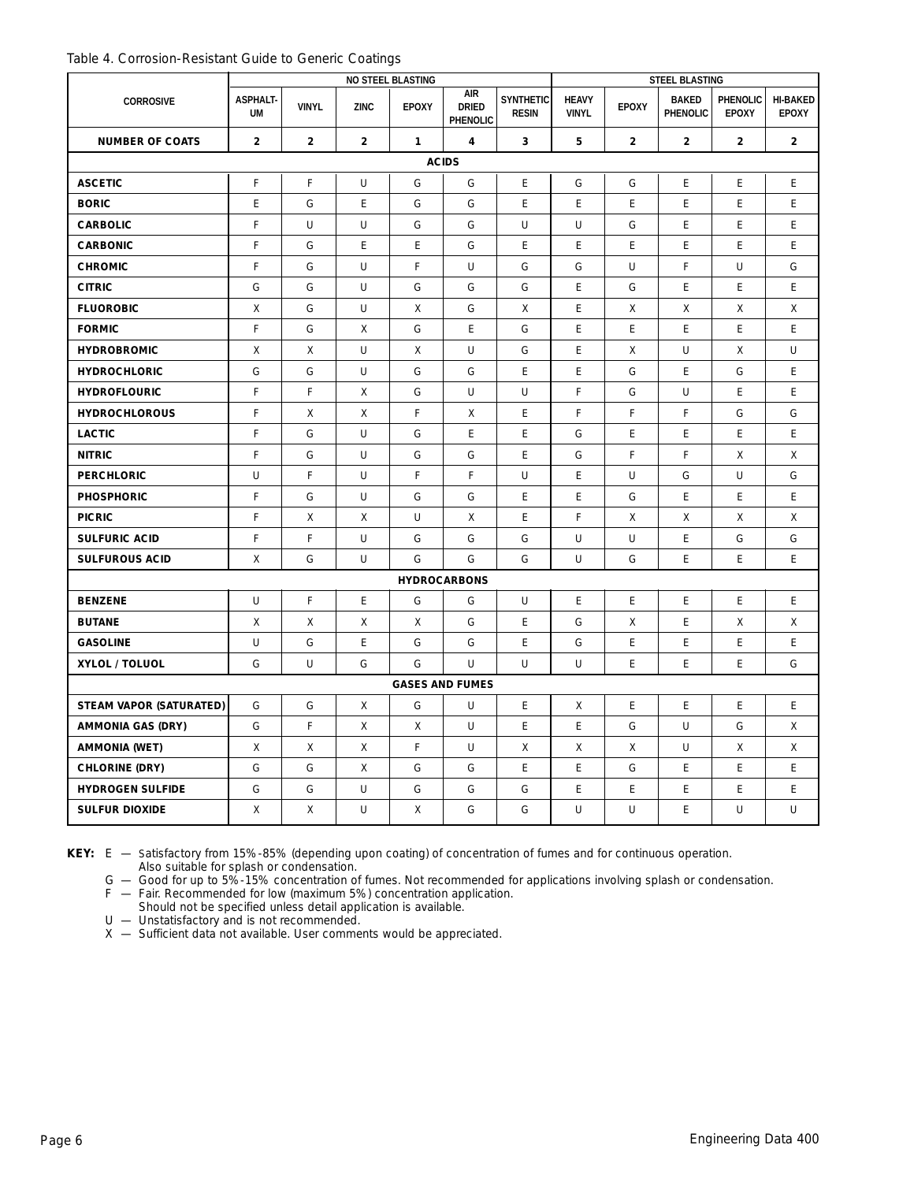Table 4. Corrosion-Resistant Guide to Generic Coatings

| CORROSIVE | NO STEEL BLASTING | | | | | | STEEL BLASTING | | | | |
|---|---|---|---|---|---|---|---|---|---|---|---|
| | ASPHALT-UM | VINYL | ZINC | EPOXY | AIR DRIED PHENOLIC | SYNTHETIC RESIN | HEAVY VINYL | EPOXY | BAKED PHENOLIC | PHENOLIC EPOXY | HI-BAKED EPOXY |
| **NUMBER OF COATS** | **2** | **2** | **2** | **1** | **4** | **3** | **5** | **2** | **2** | **2** | **2** |
| **ACIDS** | | | | | | | | | | | |
| **ASCETIC** | F | F | U | G | G | E | G | G | E | E | E |
| **BORIC** | E | G | E | G | G | E | E | E | E | E | E |
| **CARBOLIC** | F | U | U | G | G | U | U | G | E | E | E |
| **CARBONIC** | F | G | E | E | G | E | E | E | E | E | E |
| **CHROMIC** | F | G | U | F | U | G | G | U | F | U | G |
| **CITRIC** | G | G | U | G | G | G | E | G | E | E | E |
| **FLUOROBIC** | X | G | U | X | G | X | E | X | X | X | X |
| **FORMIC** | F | G | X | G | E | G | E | E | E | E | E |
| **HYDROBROMIC** | X | X | U | X | U | G | E | X | U | X | U |
| **HYDROCHLORIC** | G | G | U | G | G | E | E | G | E | G | E |
| **HYDROFLOURIC** | F | F | X | G | U | U | F | G | U | E | E |
| **HYDROCHLOROUS** | F | X | X | F | X | E | F | F | F | G | G |
| **LACTIC** | F | G | U | G | E | E | G | E | E | E | E |
| **NITRIC** | F | G | U | G | G | E | G | F | F | X | X |
| **PERCHLORIC** | U | F | U | F | F | U | E | U | G | U | G |
| **PHOSPHORIC** | F | G | U | G | G | E | E | G | E | E | E |
| **PICRIC** | F | X | X | U | X | E | F | X | X | X | X |
| **SULFURIC ACID** | F | F | U | G | G | G | U | U | E | G | G |
| **SULFUROUS ACID** | X | G | U | G | G | G | U | G | E | E | E |
| **HYDROCARBONS** | | | | | | | | | | | |
| **BENZENE** | U | F | E | G | G | U | E | E | E | E | E |
| **BUTANE** | X | X | X | X | G | E | G | X | E | X | X |
| **GASOLINE** | U | G | E | G | G | E | G | E | E | E | E |
| **XYLOL / TOLUOL** | G | U | G | G | U | U | U | E | E | E | G |
| **GASES AND FUMES** | | | | | | | | | | | |
| **STEAM VAPOR (SATURATED)** | G | G | X | G | U | E | X | E | E | E | E |
| **AMMONIA GAS (DRY)** | G | F | X | X | U | E | E | G | U | G | X |
| **AMMONIA (WET)** | X | X | X | F | U | X | X | X | U | X | X |
| **CHLORINE (DRY)** | G | G | X | G | G | E | E | G | E | E | E |
| **HYDROGEN SULFIDE** | G | G | U | G | G | G | E | E | E | E | E |
| **SULFUR DIOXIDE** | X | X | U | X | G | G | U | U | E | U | U |

**KEY:**
- E — Satisfactory from 15%-85% (depending upon coating) of concentration of fumes and for continuous operation. Also suitable for splash or condensation.
- G — Good for up to 5%-15% concentration of fumes. Not recommended for applications involving splash or condensation.
- F — Fair. Recommended for low (maximum 5%) concentration application. Should not be specified unless detail application is available.
- U — Unstatisfactory and is not recommended.
- X — Sufficient data not available. User comments would be appreciated.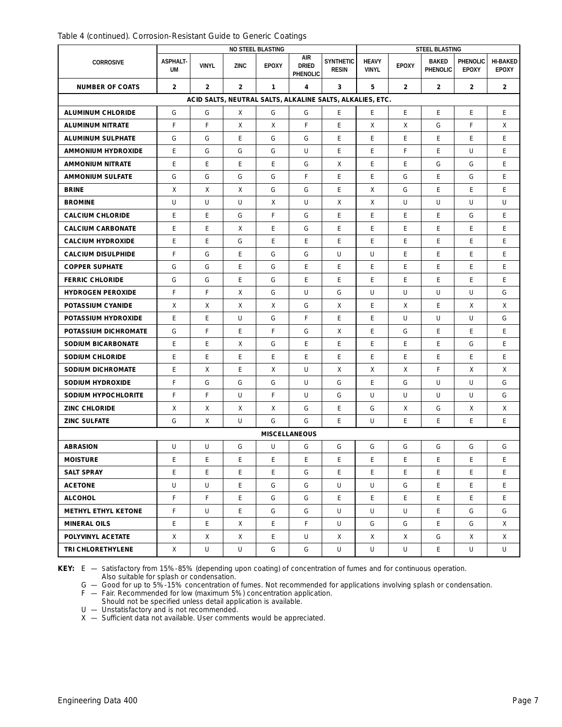Table 4 (continued). Corrosion-Resistant Guide to Generic Coatings

| CORROSIVE | NO STEEL BLASTING | | | | | | STEEL BLASTING | | | | |
|---|---|---|---|---|---|---|---|---|---|---|---|
| | ASPHALT-UM | VINYL | ZINC | EPOXY | AIR DRIED PHENOLIC | SYNTHETIC RESIN | HEAVY VINYL | EPOXY | BAKED PHENOLIC | PHENOLIC EPOXY | HI-BAKED EPOXY |
| **NUMBER OF COATS** | **2** | **2** | **2** | **1** | **4** | **3** | **5** | **2** | **2** | **2** | **2** |
| **ACID SALTS, NEUTRAL SALTS, ALKALINE SALTS, ALKALIES, ETC.** | | | | | | | | | | | |
| **ALUMINUM CHLORIDE** | G | G | X | G | G | E | E | E | E | E | E |
| **ALUMINUM NITRATE** | F | F | X | X | F | E | X | X | G | F | X |
| **ALUMINUM SULPHATE** | G | G | E | G | G | E | E | E | E | E | E |
| **AMMONIUM HYDROXIDE** | E | G | G | G | U | E | E | F | E | U | E |
| **AMMONIUM NITRATE** | E | E | E | E | G | X | E | E | G | G | E |
| **AMMONIUM SULFATE** | G | G | G | G | F | E | E | G | E | G | E |
| **BRINE** | X | X | X | G | G | E | X | G | E | E | E |
| **BROMINE** | U | U | U | X | U | X | X | U | U | U | U |
| **CALCIUM CHLORIDE** | E | E | G | F | G | E | E | E | E | G | E |
| **CALCIUM CARBONATE** | E | E | X | E | G | E | E | E | E | E | E |
| **CALCIUM HYDROXIDE** | E | E | G | E | E | E | E | E | E | E | E |
| **CALCIUM DISULPHIDE** | F | G | E | G | G | U | U | E | E | E | E |
| **COPPER SUPHATE** | G | G | E | G | E | E | E | E | E | E | E |
| **FERRIC CHLORIDE** | G | G | E | G | E | E | E | E | E | E | E |
| **HYDROGEN PEROXIDE** | F | F | X | G | U | G | U | U | U | U | G |
| **POTASSIUM CYANIDE** | X | X | X | X | G | X | E | X | E | X | X |
| **POTASSIUM HYDROXIDE** | E | E | U | G | F | E | E | U | U | U | G |
| **POTASSIUM DICHROMATE** | G | F | E | F | G | X | E | G | E | E | E |
| **SODIUM BICARBONATE** | E | E | X | G | E | E | E | E | E | G | E |
| **SODIUM CHLORIDE** | E | E | E | E | E | E | E | E | E | E | E |
| **SODIUM DICHROMATE** | E | X | E | X | U | X | X | X | F | X | X |
| **SODIUM HYDROXIDE** | F | G | G | G | U | G | E | G | U | U | G |
| **SODIUM HYPOCHLORITE** | F | F | U | F | U | G | U | U | U | U | G |
| **ZINC CHLORIDE** | X | X | X | X | G | E | G | X | G | X | X |
| **ZINC SULFATE** | G | X | U | G | G | E | U | E | E | E | E |
| **MISCELLANEOUS** | | | | | | | | | | | |
| **ABRASION** | U | U | G | U | G | G | G | G | G | G | G |
| **MOISTURE** | E | E | E | E | E | E | E | E | E | E | E |
| **SALT SPRAY** | E | E | E | E | G | E | E | E | E | E | E |
| **ACETONE** | U | U | E | G | G | U | U | G | E | E | E |
| **ALCOHOL** | F | F | E | G | G | E | E | E | E | E | E |
| **METHYL ETHYL KETONE** | F | U | E | G | G | U | U | U | E | G | G |
| **MINERAL OILS** | E | E | X | E | F | U | G | G | E | G | X |
| **POLYVINYL ACETATE** | X | X | X | E | U | X | X | X | G | X | X |
| **TRI CHLORETHYLENE** | X | U | U | G | G | U | U | U | E | U | U |

**KEY:** E — Satisfactory from 15%-85% (depending upon coating) of concentration of fumes and for continuous operation. Also suitable for splash or condensation.
G — Good for up to 5%-15% concentration of fumes. Not recommended for applications involving splash or condensation.
F — Fair. Recommended for low (maximum 5%) concentration application. Should not be specified unless detail application is available.
U — Unstatisfactory and is not recommended.
X — Sufficient data not available. User comments would be appreciated.